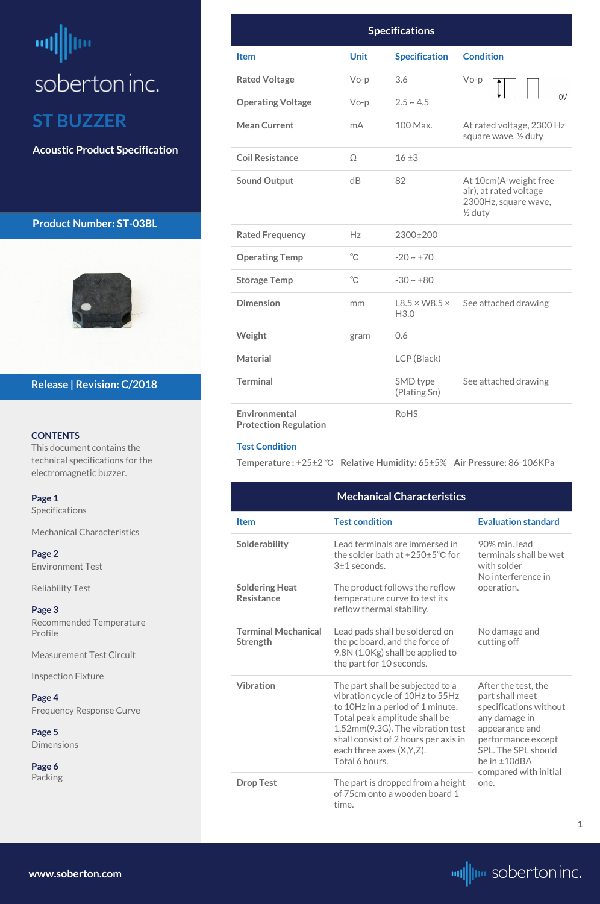soberton inc.

# ST BUZZER

**Acoustic Product Specification**

**Product Number: ST-03BL**

**Release | Revision: C/2018**

**CONTENTS**

This document contains the technical specifications for the electromagnetic buzzer.

**Page 1**
Specifications

Mechanical Characteristics

**Page 2**
Environment Test

Reliability Test

**Page 3**
Recommended Temperature Profile

Measurement Test Circuit

Inspection Fixture

**Page 4**
Frequency Response Curve

**Page 5**
Dimensions

**Page 6**
Packing

## Specifications

| Item | Unit | Specification | Condition |
|---|---|---|---|
| Rated Voltage | Vo-p | 3.6 | Vo-p (square wave, 0V) |
| Operating Voltage | Vo-p | 2.5 ~ 4.5 | |
| Mean Current | mA | 100 Max. | At rated voltage, 2300 Hz square wave, ½ duty |
| Coil Resistance | Ω | 16 ±3 | |
| Sound Output | dB | 82 | At 10cm(A-weight free air), at rated voltage 2300Hz, square wave, ½ duty |
| Rated Frequency | Hz | 2300±200 | |
| Operating Temp | ℃ | -20 ~ +70 | |
| Storage Temp | ℃ | -30 ~ +80 | |
| Dimension | mm | L8.5 × W8.5 × H3.0 | See attached drawing |
| Weight | gram | 0.6 | |
| Material | | LCP (Black) | |
| Terminal | | SMD type (Plating Sn) | See attached drawing |
| Environmental Protection Regulation | | RoHS | |

**Test Condition**

**Temperature :** +25±2 ℃ **Relative Humidity:** 65±5% **Air Pressure:** 86-106KPa

## Mechanical Characteristics

| Item | Test condition | Evaluation standard |
|---|---|---|
| Solderability | Lead terminals are immersed in the solder bath at +250±5℃ for 3±1 seconds. | 90% min. lead terminals shall be wet with solder |
| Soldering Heat Resistance | The product follows the reflow temperature curve to test its reflow thermal stability. | No interference in operation. |
| Terminal Mechanical Strength | Lead pads shall be soldered on the pc board, and the force of 9.8N (1.0Kg) shall be applied to the part for 10 seconds. | No damage and cutting off |
| Vibration | The part shall be subjected to a vibration cycle of 10Hz to 55Hz to 10Hz in a period of 1 minute. Total peak amplitude shall be 1.52mm(9.3G). The vibration test shall consist of 2 hours per axis in each three axes (X,Y,Z). Total 6 hours. | After the test, the part shall meet specifications without any damage in appearance and performance except SPL. The SPL should be in ±10dBA compared with initial one. |
| Drop Test | The part is dropped from a height of 75cm onto a wooden board 1 time. | |

www.soberton.com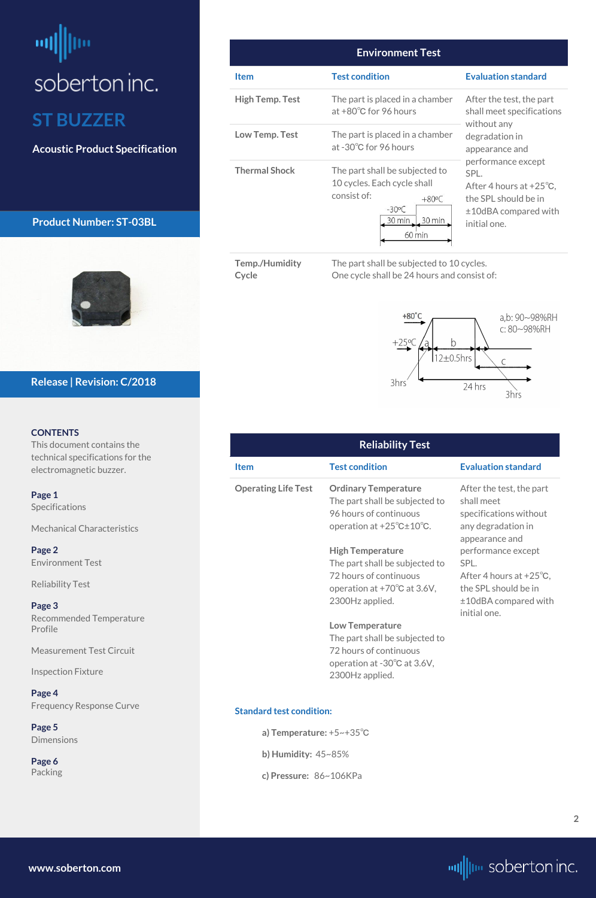soberton inc.

## ST BUZZER

**Acoustic Product Specification**

**Product Number: ST-03BL**

**Release | Revision: C/2018**

**CONTENTS**

This document contains the technical specifications for the electromagnetic buzzer.

**Page 1**
Specifications

Mechanical Characteristics

**Page 2**
Environment Test

Reliability Test

**Page 3**
Recommended Temperature Profile

Measurement Test Circuit

Inspection Fixture

**Page 4**
Frequency Response Curve

**Page 5**
Dimensions

**Page 6**
Packing

## Environment Test

| Item | Test condition | Evaluation standard |
|---|---|---|
| High Temp. Test | The part is placed in a chamber at +80℃ for 96 hours | After the test, the part shall meet specifications without any degradation in appearance and performance except SPL. After 4 hours at +25℃, the SPL should be in ±10dBA compared with initial one. |
| Low Temp. Test | The part is placed in a chamber at -30℃ for 96 hours | |
| Thermal Shock | The part shall be subjected to 10 cycles. Each cycle shall consist of: -30℃ 30 min, +80℃ 30 min (60 min) | |
| Temp./Humidity Cycle | The part shall be subjected to 10 cycles. One cycle shall be 24 hours and consist of: +25℃ → +80℃ (3hrs, a), hold at +80℃ 12±0.5hrs (b), +80℃ → +25℃ (3hrs, c); 24 hrs total. a,b: 90~98%RH; c: 80~98%RH | |

## Reliability Test

| Item | Test condition | Evaluation standard |
|---|---|---|
| Operating Life Test | **Ordinary Temperature** The part shall be subjected to 96 hours of continuous operation at +25℃±10℃. **High Temperature** The part shall be subjected to 72 hours of continuous operation at +70℃ at 3.6V, 2300Hz applied. **Low Temperature** The part shall be subjected to 72 hours of continuous operation at -30℃ at 3.6V, 2300Hz applied. | After the test, the part shall meet specifications without any degradation in appearance and performance except SPL. After 4 hours at +25℃, the SPL should be in ±10dBA compared with initial one. |

**Standard test condition:**

**a) Temperature:** +5~+35℃

**b) Humidity:** 45~85%

**c) Pressure:** 86~106KPa

www.soberton.com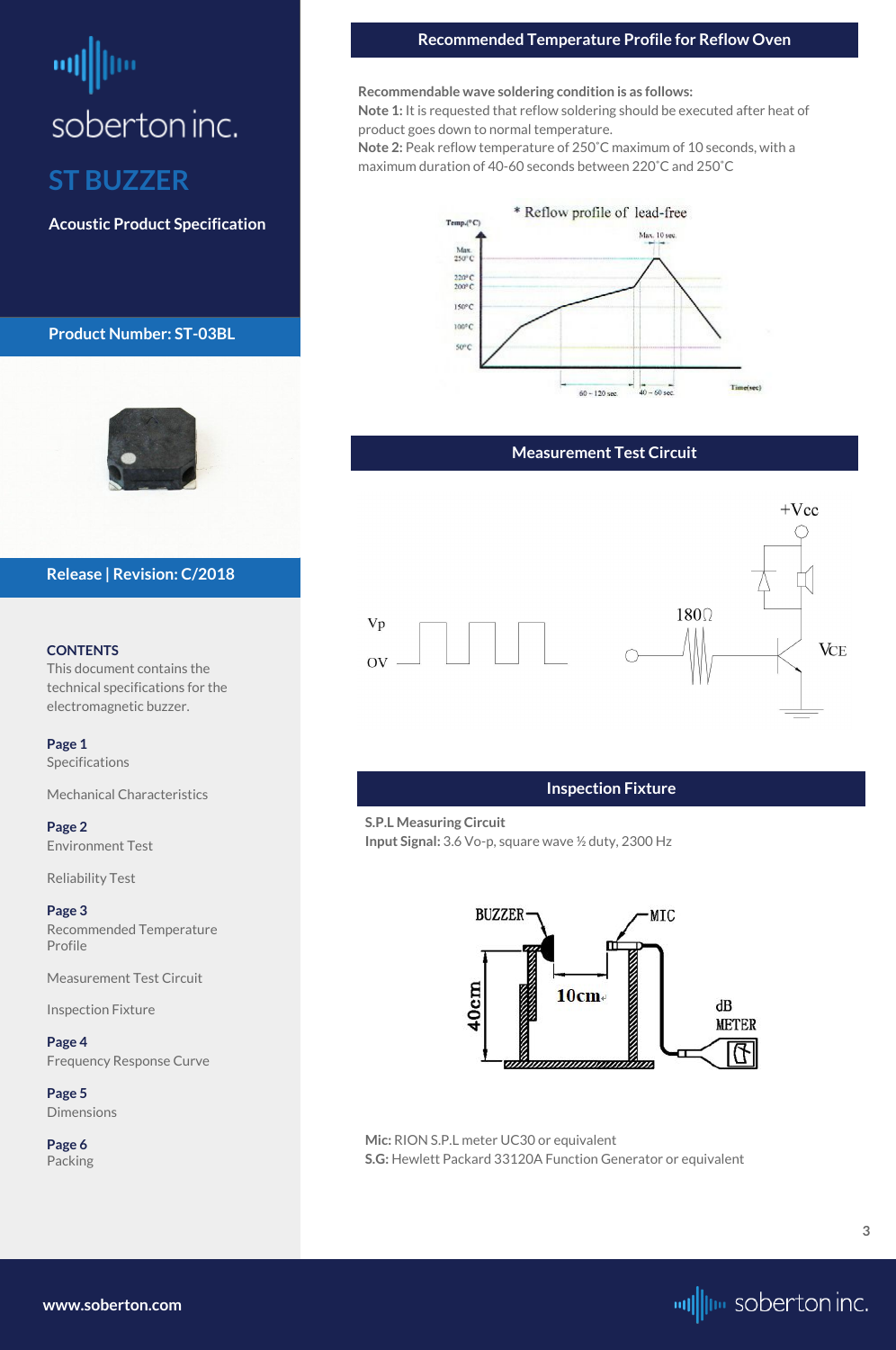soberton inc.

# ST BUZZER

**Acoustic Product Specification**

**Product Number: ST-03BL**

**Release | Revision: C/2018**

**CONTENTS**

This document contains the technical specifications for the electromagnetic buzzer.

**Page 1**
Specifications

Mechanical Characteristics

**Page 2**
Environment Test

Reliability Test

**Page 3**
Recommended Temperature Profile

Measurement Test Circuit

Inspection Fixture

**Page 4**
Frequency Response Curve

**Page 5**
Dimensions

**Page 6**
Packing

## Recommended Temperature Profile for Reflow Oven

**Recommendable wave soldering condition is as follows:**

**Note 1:** It is requested that reflow soldering should be executed after heat of product goes down to normal temperature.

**Note 2:** Peak reflow temperature of 250˚C maximum of 10 seconds, with a maximum duration of 40-60 seconds between 220˚C and 250˚C

## Measurement Test Circuit

## Inspection Fixture

**S.P.L Measuring Circuit**

**Input Signal:** 3.6 Vo-p, square wave ½ duty, 2300 Hz

**Mic:** RION S.P.L meter UC30 or equivalent

**S.G:** Hewlett Packard 33120A Function Generator or equivalent

www.soberton.com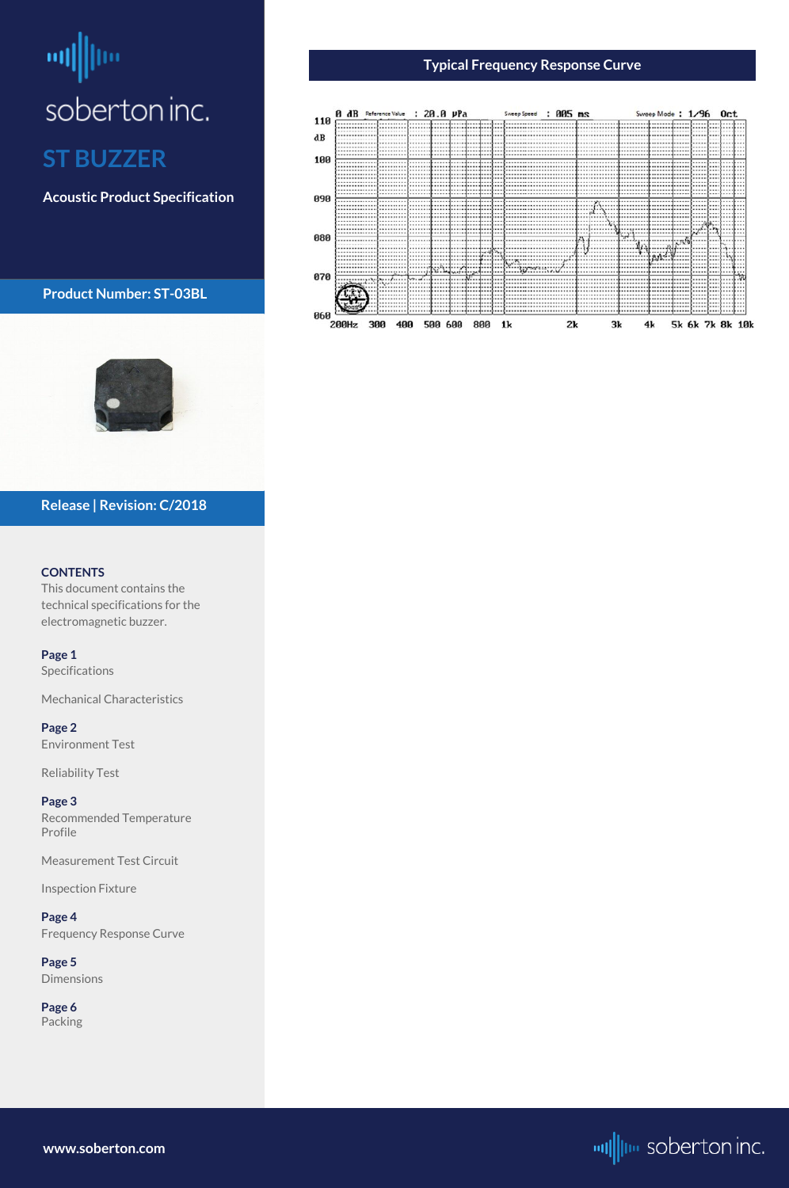soberton inc.

# ST BUZZER

**Acoustic Product Specification**

**Product Number: ST-03BL**

**Release | Revision: C/2018**

**CONTENTS**

This document contains the technical specifications for the electromagnetic buzzer.

**Page 1**
Specifications

Mechanical Characteristics

**Page 2**
Environment Test

Reliability Test

**Page 3**
Recommended Temperature Profile

Measurement Test Circuit

Inspection Fixture

**Page 4**
Frequency Response Curve

**Page 5**
Dimensions

**Page 6**
Packing

## Typical Frequency Response Curve

0 dB Reference Value : 20.0 μPa  Sweep Speed : 005 ms  Sweep Mode : 1/96 Oct

110 dB, 100, 090, 080, 070, 060

200Hz 300 400 500 600 800 1k 2k 3k 4k 5k 6k 7k 8k 10k

**www.soberton.com**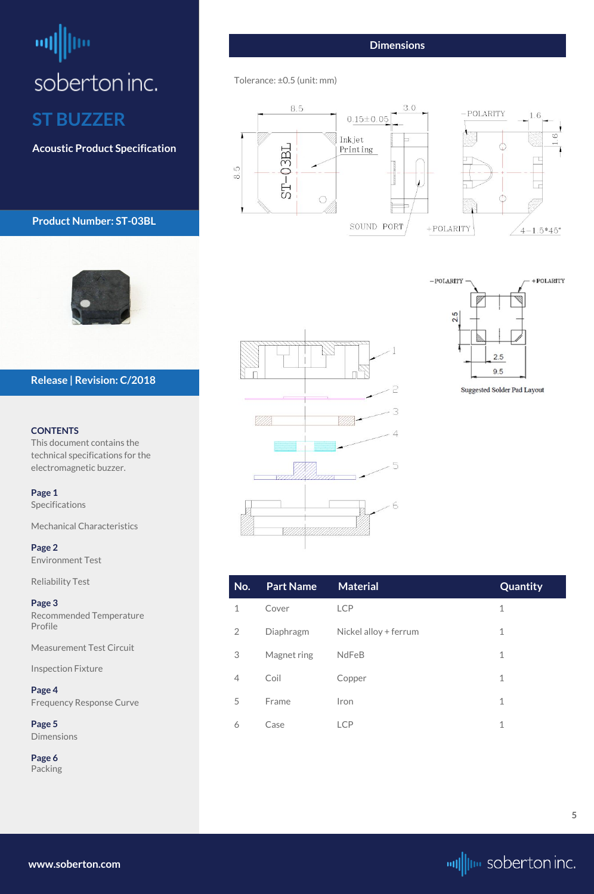soberton inc.

# ST BUZZER

**Acoustic Product Specification**

**Product Number: ST-03BL**

**Release | Revision: C/2018**

**CONTENTS**
This document contains the technical specifications for the electromagnetic buzzer.

**Page 1**
Specifications

Mechanical Characteristics

**Page 2**
Environment Test

Reliability Test

**Page 3**
Recommended Temperature Profile

Measurement Test Circuit

Inspection Fixture

**Page 4**
Frequency Response Curve

**Page 5**
Dimensions

**Page 6**
Packing

## Dimensions

Tolerance: ±0.5 (unit: mm)

Suggested Solder Pad Layout

| No. | Part Name | Material | Quantity |
|---|---|---|---|
| 1 | Cover | LCP | 1 |
| 2 | Diaphragm | Nickel alloy + ferrum | 1 |
| 3 | Magnet ring | NdFeB | 1 |
| 4 | Coil | Copper | 1 |
| 5 | Frame | Iron | 1 |
| 6 | Case | LCP | 1 |

www.soberton.com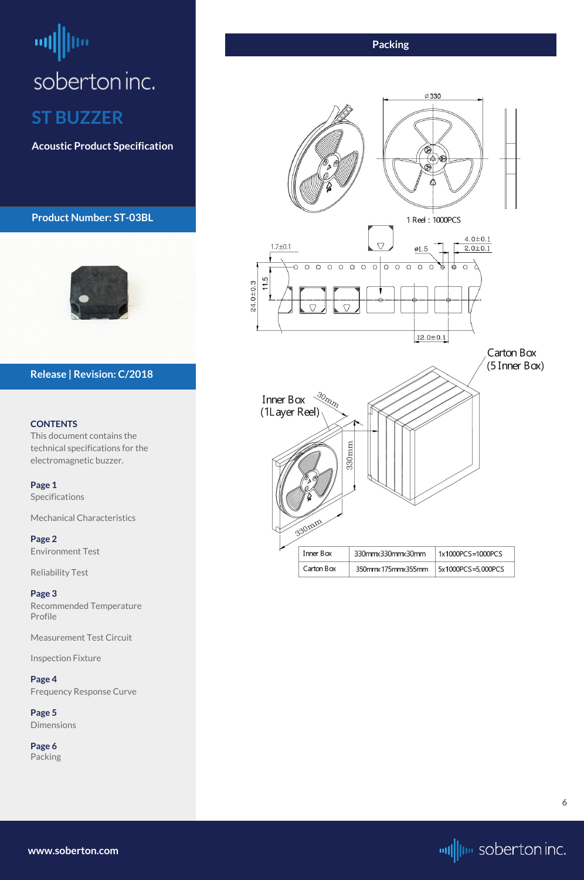# soberton inc.

## ST BUZZER

**Acoustic Product Specification**

**Product Number: ST-03BL**

**Release | Revision: C/2018**

**CONTENTS**

This document contains the technical specifications for the electromagnetic buzzer.

**Page 1**
Specifications

Mechanical Characteristics

**Page 2**
Environment Test

Reliability Test

**Page 3**
Recommended Temperature Profile

Measurement Test Circuit

Inspection Fixture

**Page 4**
Frequency Response Curve

**Page 5**
Dimensions

**Page 6**
Packing

## Packing

Ø330

1 Reel : 1000PCS

1.7±0.1

ø1.5

4.0±0.1

2.0±0.1

24.0±0.3

11.5

12.0±0.1

Carton Box (5 Inner Box)

Inner Box (1Layer Reel)

30mm

330mm

330mm

| | | |
|---|---|---|
| Inner Box | 330mmx330mmx30mm | 1x1000PCS=1000PCS |
| Carton Box | 350mmx175mmx355mm | 5x1000PCS=5,000PCS |

www.soberton.com